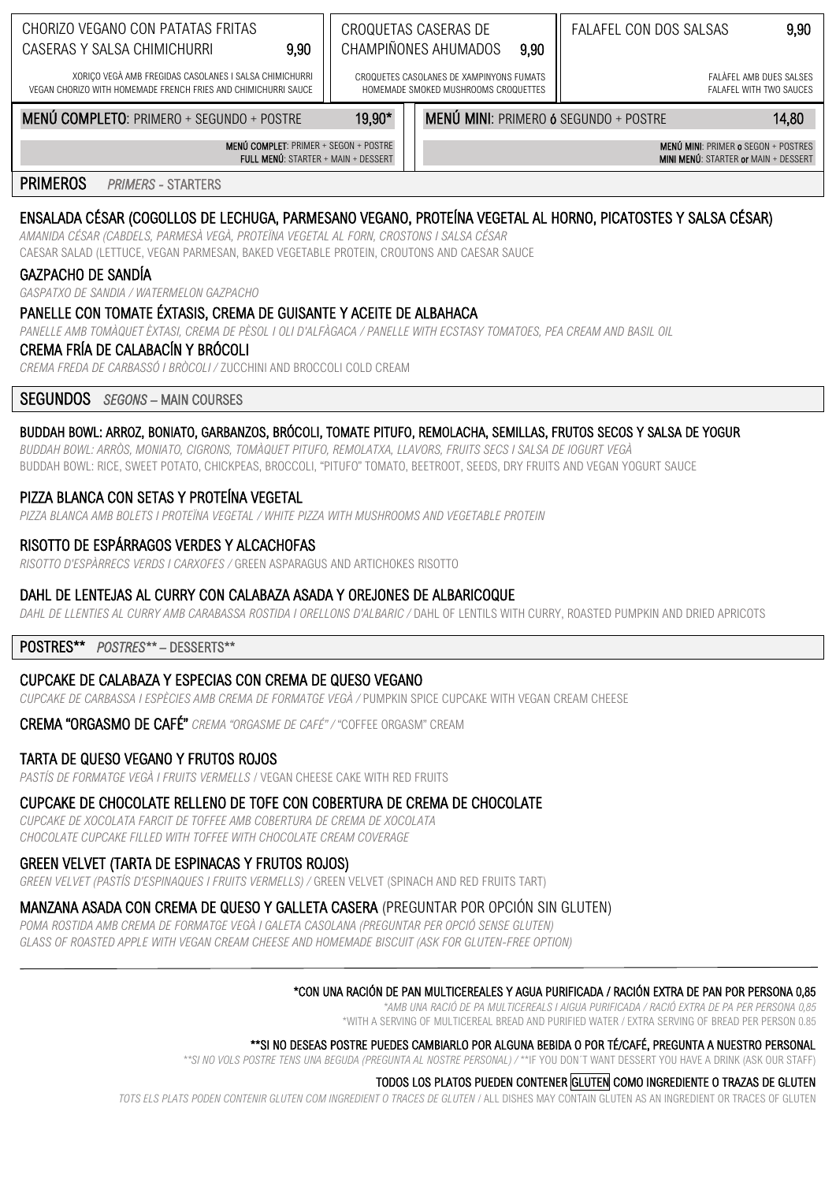| CHORIZO VEGANO CON PATATAS FRITAS CASERAS Y SALSA CHIMICHURRI 9,90 | CROQUETAS CASERAS DE CHAMPIÑONES AHUMADOS 9,90 | FALAFEL CON DOS SALSAS 9,90 |
|---|---|---|
| XORIÇO VEGÀ AMB FREGIDAS CASOLANES I SALSA CHIMICHURRI VEGAN CHORIZO WITH HOMEMADE FRENCH FRIES AND CHIMICHURRI SAUCE | CROQUETES CASOLANES DE XAMPINYONS FUMATS HOMEMADE SMOKED MUSHROOMS CROQUETTES | FALÀFEL AMB DUES SALSES FALAFEL WITH TWO SAUCES |

| **MENÚ COMPLETO**: PRIMERO + SEGUNDO + POSTRE 19,90* | **MENÚ MINI**: PRIMERO **ó** SEGUNDO + POSTRE 14,80 |
|---|---|
| **MENÚ COMPLET**: PRIMER + SEGON + POSTRE **FULL MENÚ**: STARTER + MAIN + DESSERT | **MENÚ MINI**: PRIMER **o** SEGON + POSTRES **MINI MENÚ**: STARTER **or** MAIN + DESSERT |

## PRIMEROS *PRIMERS* - STARTERS

### ENSALADA CÉSAR (COGOLLOS DE LECHUGA, PARMESANO VEGANO, PROTEÍNA VEGETAL AL HORNO, PICATOSTES Y SALSA CÉSAR)
*AMANIDA CÉSAR (CABDELS, PARMESÀ VEGÀ, PROTEÏNA VEGETAL AL FORN, CROSTONS I SALSA CÉSAR*
CAESAR SALAD (LETTUCE, VEGAN PARMESAN, BAKED VEGETABLE PROTEIN, CROUTONS AND CAESAR SAUCE

### GAZPACHO DE SANDÍA
*GASPATXO DE SANDIA / WATERMELON GAZPACHO*

### PANELLE CON TOMATE ÉXTASIS, CREMA DE GUISANTE Y ACEITE DE ALBAHACA
*PANELLE AMB TOMÀQUET ÈXTASI, CREMA DE PÈSOL I OLI D'ALFÀGACA / PANELLE WITH ECSTASY TOMATOES, PEA CREAM AND BASIL OIL*

### CREMA FRÍA DE CALABACÍN Y BRÓCOLI
*CREMA FREDA DE CARBASSÓ I BRÒCOLI /* ZUCCHINI AND BROCCOLI COLD CREAM

## SEGUNDOS *SEGONS* – MAIN COURSES

### BUDDAH BOWL: ARROZ, BONIATO, GARBANZOS, BRÓCOLI, TOMATE PITUFO, REMOLACHA, SEMILLAS, FRUTOS SECOS Y SALSA DE YOGUR
*BUDDAH BOWL: ARRÒS, MONIATO, CIGRONS, TOMÀQUET PITUFO, REMOLATXA, LLAVORS, FRUITS SECS I SALSA DE IOGURT VEGÀ*
BUDDAH BOWL: RICE, SWEET POTATO, CHICKPEAS, BROCCOLI, "PITUFO" TOMATO, BEETROOT, SEEDS, DRY FRUITS AND VEGAN YOGURT SAUCE

### PIZZA BLANCA CON SETAS Y PROTEÍNA VEGETAL
*PIZZA BLANCA AMB BOLETS I PROTEÏNA VEGETAL / WHITE PIZZA WITH MUSHROOMS AND VEGETABLE PROTEIN*

### RISOTTO DE ESPÁRRAGOS VERDES Y ALCACHOFAS
*RISOTTO D'ESPÀRRECS VERDS I CARXOFES /* GREEN ASPARAGUS AND ARTICHOKES RISOTTO

### DAHL DE LENTEJAS AL CURRY CON CALABAZA ASADA Y OREJONES DE ALBARICOQUE
*DAHL DE LLENTIES AL CURRY AMB CARABASSA ROSTIDA I ORELLONS D'ALBARIC /* DAHL OF LENTILS WITH CURRY, ROASTED PUMPKIN AND DRIED APRICOTS

## POSTRES** *POSTRES*** – DESSERTS**

### CUPCAKE DE CALABAZA Y ESPECIAS CON CREMA DE QUESO VEGANO
*CUPCAKE DE CARBASSA I ESPÈCIES AMB CREMA DE FORMATGE VEGÀ /* PUMPKIN SPICE CUPCAKE WITH VEGAN CREAM CHEESE

**CREMA "ORGASMO DE CAFÉ"** *CREMA "ORGASME DE CAFÉ" /* "COFFEE ORGASM" CREAM

### TARTA DE QUESO VEGANO Y FRUTOS ROJOS
*PASTÍS DE FORMATGE VEGÀ I FRUITS VERMELLS* / VEGAN CHEESE CAKE WITH RED FRUITS

### CUPCAKE DE CHOCOLATE RELLENO DE TOFE CON COBERTURA DE CREMA DE CHOCOLATE
*CUPCAKE DE XOCOLATA FARCIT DE TOFFEE AMB COBERTURA DE CREMA DE XOCOLATA*
*CHOCOLATE CUPCAKE FILLED WITH TOFFEE WITH CHOCOLATE CREAM COVERAGE*

### GREEN VELVET (TARTA DE ESPINACAS Y FRUTOS ROJOS)
*GREEN VELVET (PASTÍS D'ESPINAQUES I FRUITS VERMELLS) /* GREEN VELVET (SPINACH AND RED FRUITS TART)

### MANZANA ASADA CON CREMA DE QUESO Y GALLETA CASERA (PREGUNTAR POR OPCIÓN SIN GLUTEN)
*POMA ROSTIDA AMB CREMA DE FORMATGE VEGÀ I GALETA CASOLANA (PREGUNTAR PER OPCIÓ SENSE GLUTEN)*
*GLASS OF ROASTED APPLE WITH VEGAN CREAM CHEESE AND HOMEMADE BISCUIT (ASK FOR GLUTEN-FREE OPTION)*

---

**\*CON UNA RACIÓN DE PAN MULTICEREALES Y AGUA PURIFICADA / RACIÓN EXTRA DE PAN POR PERSONA 0,85**
*\*AMB UNA RACIÓ DE PA MULTICEREALS I AIGUA PURIFICADA / RACIÓ EXTRA DE PA PER PERSONA 0,85*
\*WITH A SERVING OF MULTICEREAL BREAD AND PURIFIED WATER / EXTRA SERVING OF BREAD PER PERSON 0.85

**\*\*SI NO DESEAS POSTRE PUEDES CAMBIARLO POR ALGUNA BEBIDA O POR TÉ/CAFÉ, PREGUNTA A NUESTRO PERSONAL**
*\*\*SI NO VOLS POSTRE TENS UNA BEGUDA (PREGUNTA AL NOSTRE PERSONAL) /* \*\*IF YOU DON´T WANT DESSERT YOU HAVE A DRINK (ASK OUR STAFF)

**TODOS LOS PLATOS PUEDEN CONTENER GLUTEN COMO INGREDIENTE O TRAZAS DE GLUTEN**
*TOTS ELS PLATS PODEN CONTENIR GLUTEN COM INGREDIENT O TRACES DE GLUTEN* / ALL DISHES MAY CONTAIN GLUTEN AS AN INGREDIENT OR TRACES OF GLUTEN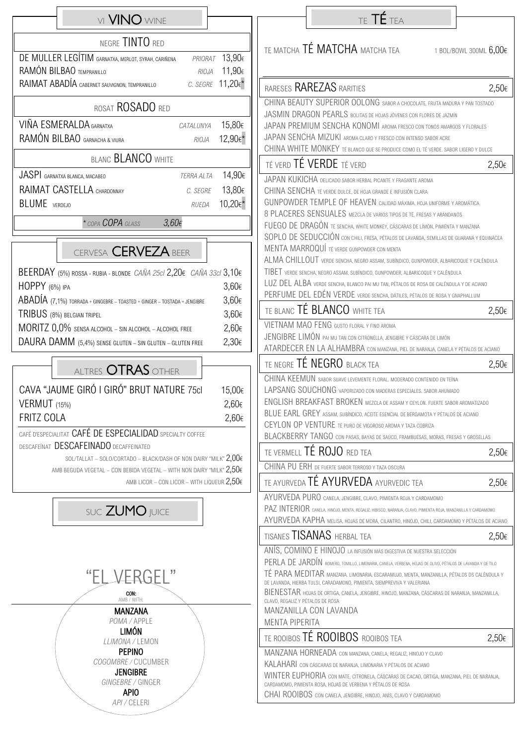# VI VINO WINE

## NEGRE TINTO RED

| | | |
|---|---|---|
| DE MULLER LEGÍTIM GARNATXA, MERLOT, SYRAH, CARIÑENA | PRIORAT | 13,90€ |
| RAMÓN BILBAO TEMPRANILLO | RIOJA | 11,90€ |
| RAIMAT ABADÍA CABERNET SAUVIGNON, TEMPRANILLO | C. SEGRE | 11,20€* |

## ROSAT ROSADO RED

| | | |
|---|---|---|
| VIÑA ESMERALDA GARNATXA | CATALUNYA | 15,80€ |
| RAMÓN BILBAO GARNACHA & VIURA | RIOJA | 12,90€* |

## BLANC BLANCO WHITE

| | | |
|---|---|---|
| JASPI GARNATXA BLANCA, MACABEO | TERRA ALTA | 14,90€ |
| RAIMAT CASTELLA CHARDONNAY | C. SEGRE | 13,80€ |
| BLUME VERDEJO | RUEDA | 10,20€* |

* COPA COPA GLASS 3,60€

# CERVESA CERVEZA BEER

| | |
|---|---|
| BEERDAY (5%) ROSSA - RUBIA - BLONDE CAÑA 25cl 2,20€ CAÑA 33cl 3,10€ | |
| HOPPY (6%) IPA | 3,60€ |
| ABADÍA (7,1%) TORRADA + GINGEBRE – TOASTED + GINGER – TOSTADA + JENGIBRE | 3,60€ |
| TRIBUS (8%) BELGIAN TRIPEL | 3,60€ |
| MORITZ 0,0% SENSA ALCOHOL – SIN ALCOHOL – ALCOHOL FREE | 2,60€ |
| DAURA DAMM (5,4%) SENSE GLUTEN – SIN GLUTEN – GLUTEN FREE | 2,30€ |

# ALTRES OTRAS OTHER

| | |
|---|---|
| CAVA "JAUME GIRÓ I GIRÓ" BRUT NATURE 75cl | 15,00€ |
| VERMUT (15%) | 2,60€ |
| FRITZ COLA | 2,60€ |

CAFÈ D'ESPECIALITAT CAFÉ DE ESPECIALIDAD SPECIALTY COFFEE

DESCAFEÏNAT DESCAFEINADO DECAFFEINATED

| | |
|---|---|
| SOL/TALLAT – SOLO/CORTADO – BLACK/DASH OF NON DAIRY "MILK" | 2,00€ |
| AMB BEGUDA VEGETAL – CON BEBIDA VEGETAL – WITH NON DAIRY "MILK" | 2,50€ |
| AMB LICOR – CON LICOR – WITH LIQUEUR | 2,50€ |

# SUC ZUMO JUICE

## "EL VERGEL"

CON:
AMB / WITH:

**MANZANA**
*POMA* / APPLE

**LIMÓN**
*LLIMONA* / LEMON

**PEPINO**
*COGOMBRE* / CUCUMBER

**JENGIBRE**
*GINGEBRE* / GINGER

**APIO**
*API* / CELERI

# TE TÉ TEA

TE MATCHA TÉ MATCHA MATCHA TEA — 1 BOL/BOWL 300ML 6,00€

## RARESES RAREZAS RARITIES — 2,50€

- CHINA BEAUTY SUPERIOR OOLONG SABOR A CHOCOLATE, FRUTA MADURA Y PAN TOSTADO
- JASMIN DRAGON PEARLS BOLITAS DE HOJAS JÓVENES CON FLORES DE JAZMÍN
- JAPAN PREMIUM SENCHA KONOMI AROMA FRESCO CON TONOS AMARGOS Y FLORALES
- JAPAN SENCHA MIZUKI AROMA CLARO Y FRESCO CON INTENSO SABOR ACRE
- CHINA WHITE MONKEY TÉ BLANCO QUE SE PRODUCE COMO EL TÉ VERDE. SABOR LIGERO Y DULCE

## TÉ VERD TÉ VERDE TÉ VERD — 2,50€

- JAPAN KUKICHA DELICADO SABOR HERBAL PICANTE Y FRAGANTE AROMA
- CHINA SENCHA TÉ VERDE DULCE, DE HOJA GRANDE E INFUSIÓN CLARA
- GUNPOWDER TEMPLE OF HEAVEN CALIDAD MÁXIMA. HOJA UNIFORME Y AROMÁTICA
- 8 PLACERES SENSUALES MEZCLA DE VARIOS TIPOS DE TÉ, FRESAS Y ARÁNDANOS
- FUEGO DE DRAGÓN TÉ SENCHA, WHITE MONKEY, CÁSCARAS DE LIMÓN, PIMIENTA Y MANZANA
- SOPLO DE SEDUCCIÓN CON CHILI, FRESA, PÉTALOS DE LAVANDA, SEMILLAS DE GUARANÁ Y EQUINÁCEA
- MENTA MARROQUÍ TÉ VERDE GUNPOWDER CON MENTA
- ALMA CHILLOUT VERDE SENCHA, NEGRO ASSAM, SUBÍNDICO, GUNPOWDER, ALBARICOQUE Y CALÉNDULA
- TIBET VERDE SENCHA, NEGRO ASSAM, SUBÍNDICO, GUNPOWDER, ALBARICOQUE Y CALÉNDULA
- LUZ DEL ALBA VERDE SENCHA, BLANCO PAI MU TAN, PÉTALOS DE ROSA DE CALÉNDULA Y DE ACIANO
- PERFUME DEL EDÉN VERDE VERDE SENCHA, DÁTILES, PÉTALOS DE ROSA Y GNAPHALLUM

## TE BLANC TÉ BLANCO WHITE TEA — 2,50€

- VIETNAM MAO FENG GUSTO FLORAL Y FINO AROMA
- JENGIBRE LIMÓN PAI MU TAN CON CITRONELLA, JENGIBRE Y CÁSCARA DE LIMÓN
- ATARDECER EN LA ALHAMBRA CON MANZANA, PIEL DE NARANJA, CANELA Y PÉTALOS DE ACIANO

## TE NEGRE TÉ NEGRO BLACK TEA — 2,50€

- CHINA KEEMUN SABOR SUAVE LEVEMENTE FLORAL. MODERADO CONTENIDO EN TEÍNA
- LAPSANG SOUCHONG VAPORIZADO CON MADERAS ESPECIALES. SABOR AHUMADO
- ENGLISH BREAKFAST BROKEN MEZCLA DE ASSAM Y CEYLON. FUERTE SABOR AROMATIZADO
- BLUE EARL GREY ASSAM, SUBÍNDICO, ACEITE ESENCIAL DE BERGAMOTA Y PÉTALOS DE ACIANO
- CEYLON OP VENTURE TÉ PURO DE VIGOROSO AROMA Y TAZA COBRIZA
- BLACKBERRY TANGO CON PASAS, BAYAS DE SAÚCO, FRAMBUESAS, MORAS, FRESAS Y GROSELLAS

## TE VERMELL TÉ ROJO RED TEA — 2,50€

- CHINA PU ERH DE FUERTE SABOR TERROSO Y TAZA OSCURA

## TE AYURVEDA TÉ AYURVEDA AYURVEDIC TEA — 2,50€

- AYURVEDA PURO CANELA, JENGIBRE, CLAVO, PIMIENTA ROJA Y CARDAMOMO
- PAZ INTERIOR CANELA, HINOJO, MENTA, REGALIZ, HIBISCO, NARANJA, CLAVO, PIMIENTA ROJA, MANZANILLA Y CARDAMOMO
- AYURVEDA KAPHA MELISA, HOJAS DE MORA, CILANTRO, HINOJO, CHILI, CARDAMOMO Y PÉTALOS DE ACIANO

## TISANES TISANAS HERBAL TEA — 2,50€

- ANÍS, COMINO E HINOJO LA INFUSIÓN MÁS DIGESTIVA DE NUESTRA SELECCIÓN
- PERLA DE JARDÍN ROMERO, TOMILLO, LIMONARIA, CANELA, VERBENA, HOJAS DE OLIVO, PÉTALOS DE LAVANDA Y DE TILO
- TÉ PARA MEDITAR MANZANA, LIMONARIA, ESCARAMUJO, MENTA, MANZANILLA, PÉTALOS DS CALÉNDULA Y DE LAVANDA, HIERBA TULSI, CARADAMONO, PIMIENTA, SIEMPREVIVA Y VALERIANA
- BIENESTAR HOJAS DE ORTIGA, CANELA, JENGIBRE, HINOJO, MANZANA, CÁSCARAS DE NARANJA, MANZANILLA, CLAVO, REGALIZ Y PÉTALOS DE ROSA
- MANZANILLA CON LAVANDA
- MENTA PIPERITA

## TE ROOIBOS TÉ ROOIBOS ROOIBOS TEA — 2,50€

- MANZANA HORNEADA CON MANZANA, CANELA, REGALIZ, HINOJO Y CLAVO
- KALAHARI CON CÁSCARAS DE NARANJA, LIMONARIA Y PÉTALOS DE ACIANO
- WINTER EUPHORIA CON MATE, CITRONELA, CÁSCARAS DE CACAO, ORTIGA, MANZANA, PIEL DE NARANJA, CARDAMOMO, PIMIENTA ROSA, HOJAS DE VERBENA Y PÉTALOS DE ROSA
- CHAI ROOIBOS CON CANELA, JENGIBRE, HINOJO, ANÍS, CLAVO Y CARDAMOMO